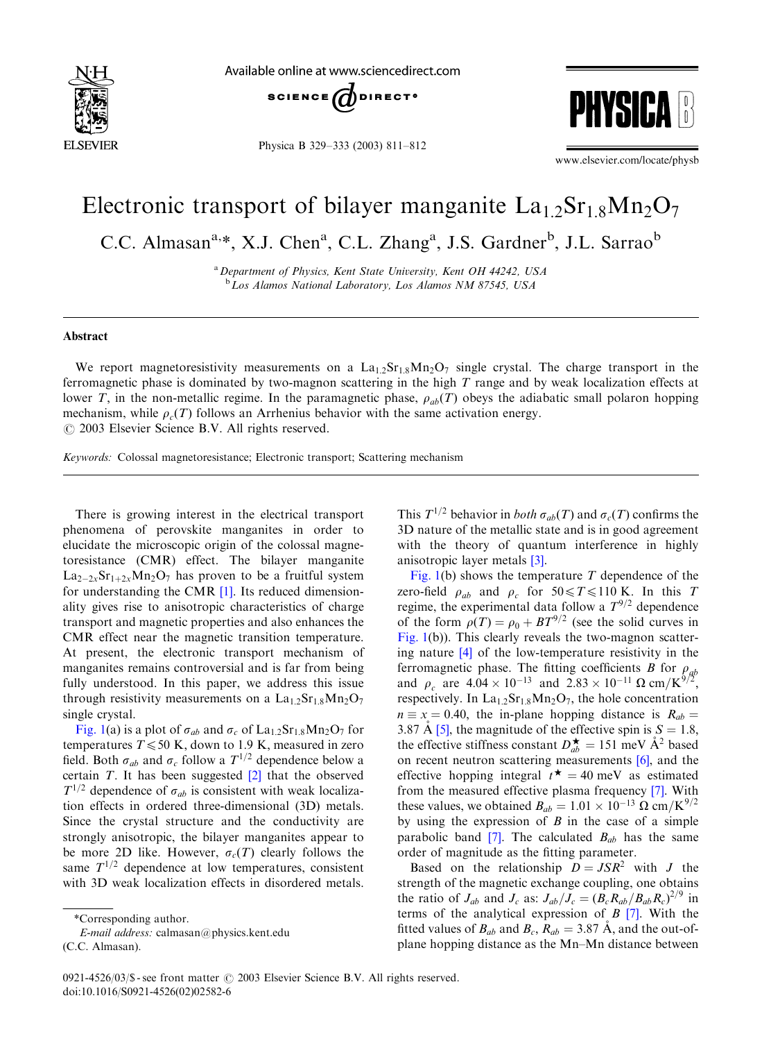# Electronic transport of bilayer manganite $La_{1.2}Sr_{1.8}Mn_2O_7$

C.C. Almasan[a,*], X.J. Chen[a], C.L. Zhang[a], J.S. Gardner[b], J.L. Sarrao[b]

[a] *Department of Physics, Kent State University, Kent OH 44242, USA*
[b] *Los Alamos National Laboratory, Los Alamos NM 87545, USA*

## Abstract

We report magnetoresistivity measurements on a $La_{1.2}Sr_{1.8}Mn_2O_7$ single crystal. The charge transport in the ferromagnetic phase is dominated by two-magnon scattering in the high $T$ range and by weak localization effects at lower $T$, in the non-metallic regime. In the paramagnetic phase, $\rho_{ab}(T)$ obeys the adiabatic small polaron hopping mechanism, while $\rho_c(T)$ follows an Arrhenius behavior with the same activation energy.
© 2003 Elsevier Science B.V. All rights reserved.

*Keywords:* Colossal magnetoresistance; Electronic transport; Scattering mechanism

There is growing interest in the electrical transport phenomena of perovskite manganites in order to elucidate the microscopic origin of the colossal magnetoresistance (CMR) effect. The bilayer manganite $La_{2-2x}Sr_{1+2x}Mn_2O_7$ has proven to be a fruitful system for understanding the CMR [1]. Its reduced dimensionality gives rise to anisotropic characteristics of charge transport and magnetic properties and also enhances the CMR effect near the magnetic transition temperature. At present, the electronic transport mechanism of manganites remains controversial and is far from being fully understood. In this paper, we address this issue through resistivity measurements on a $La_{1.2}Sr_{1.8}Mn_2O_7$ single crystal.

Fig. 1(a) is a plot of $\sigma_{ab}$ and $\sigma_c$ of $La_{1.2}Sr_{1.8}Mn_2O_7$ for temperatures $T \leqslant 50$ K, down to 1.9 K, measured in zero field. Both $\sigma_{ab}$ and $\sigma_c$ follow a $T^{1/2}$ dependence below a certain $T$. It has been suggested [2] that the observed $T^{1/2}$ dependence of $\sigma_{ab}$ is consistent with weak localization effects in ordered three-dimensional (3D) metals. Since the crystal structure and the conductivity are strongly anisotropic, the bilayer manganites appear to be more 2D like. However, $\sigma_c(T)$ clearly follows the same $T^{1/2}$ dependence at low temperatures, consistent with 3D weak localization effects in disordered metals. This $T^{1/2}$ behavior in *both* $\sigma_{ab}(T)$ and $\sigma_c(T)$ confirms the 3D nature of the metallic state and is in good agreement with the theory of quantum interference in highly anisotropic layer metals [3].

Fig. 1(b) shows the temperature $T$ dependence of the zero-field $\rho_{ab}$ and $\rho_c$ for $50 \leqslant T \leqslant 110$ K. In this $T$ regime, the experimental data follow a $T^{9/2}$ dependence of the form $\rho(T) = \rho_0 + BT^{9/2}$ (see the solid curves in Fig. 1(b)). This clearly reveals the two-magnon scattering nature [4] of the low-temperature resistivity in the ferromagnetic phase. The fitting coefficients $B$ for $\rho_{ab}$ and $\rho_c$ are $4.04 \times 10^{-13}$ and $2.83 \times 10^{-11}$ $\Omega$ cm/K$^{9/2}$, respectively. In $La_{1.2}Sr_{1.8}Mn_2O_7$, the hole concentration $n \equiv x = 0.40$, the in-plane hopping distance is $R_{ab} = 3.87$ Å [5], the magnitude of the effective spin is $S = 1.8$, the effective stiffness constant $D^{\star}_{ab} = 151$ meV Å$^2$ based on recent neutron scattering measurements [6], and the effective hopping integral $t^{\star} = 40$ meV as estimated from the measured effective plasma frequency [7]. With these values, we obtained $B_{ab} = 1.01 \times 10^{-13}$ $\Omega$ cm/K$^{9/2}$ by using the expression of $B$ in the case of a simple parabolic band [7]. The calculated $B_{ab}$ has the same order of magnitude as the fitting parameter.

Based on the relationship $D = JSR^2$ with $J$ the strength of the magnetic exchange coupling, one obtains the ratio of $J_{ab}$ and $J_c$ as: $J_{ab}/J_c = (B_c R_{ab}/B_{ab} R_c)^{2/9}$ in terms of the analytical expression of $B$ [7]. With the fitted values of $B_{ab}$ and $B_c$, $R_{ab} = 3.87$ Å, and the out-of-plane hopping distance as the Mn–Mn distance between

*Corresponding author.
*E-mail address:* calmasan@physics.kent.edu (C.C. Almasan).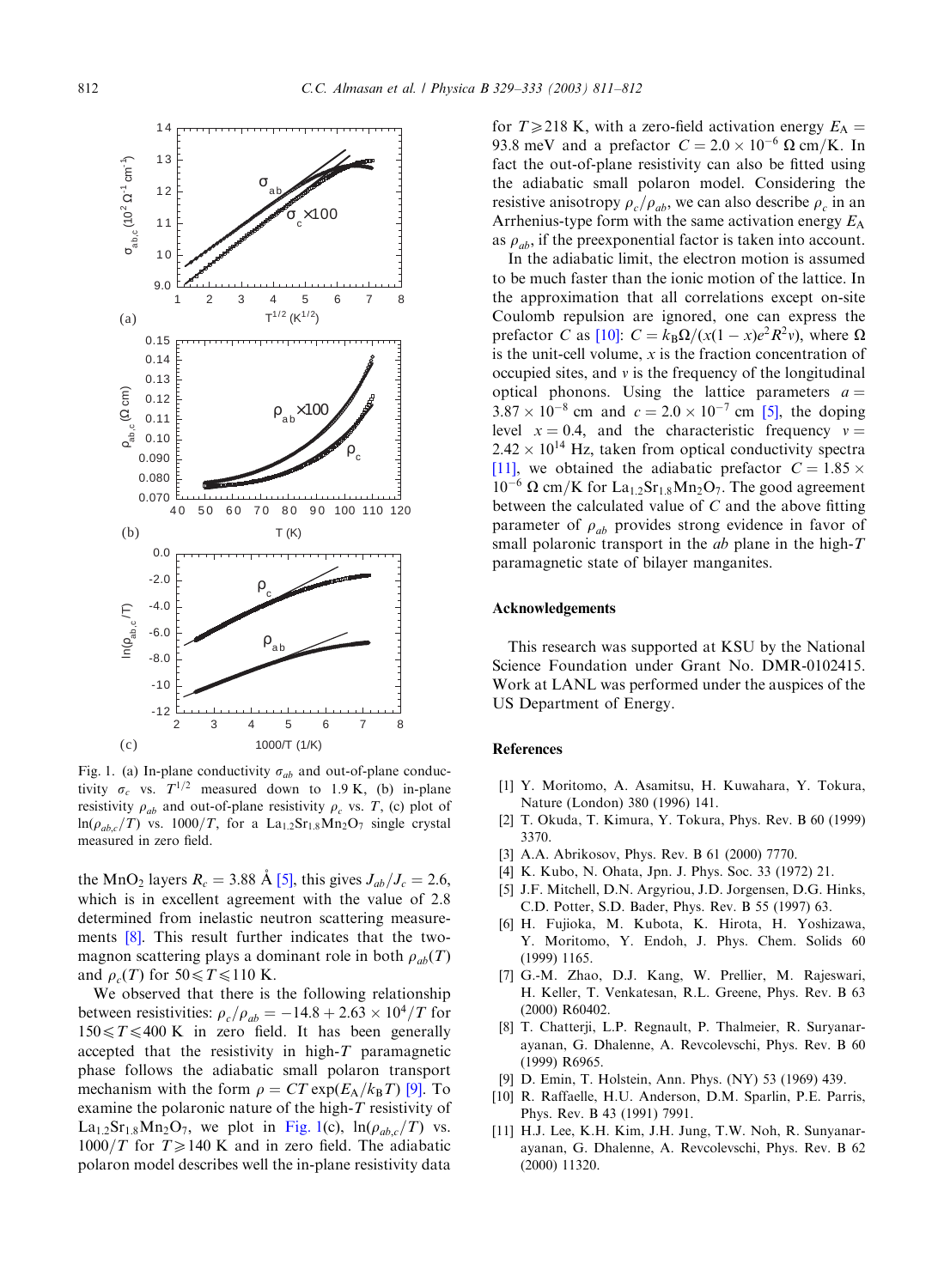(a)

14
13
12
11
10
9.0

$\sigma_{ab,c}$ ($10^2\ \Omega^{-1}$ cm$^{-1}$)

$\sigma_{ab}$

$\sigma_c \times 100$

1 2 3 4 5 6 7 8

$T^{1/2}$ ($K^{1/2}$)

(b)

0.15
0.14
0.13
0.12
0.11
0.10
0.090
0.080
0.070

$\rho_{ab,c}$ ($\Omega$ cm)

$\rho_{ab} \times 100$

$\rho_c$

40 50 60 70 80 90 100 110 120

T (K)

(c)

0.0
-2.0
-4.0
-6.0
-8.0
-10
-12

$\ln(\rho_{ab,c}/T)$

$\rho_c$

$\rho_{ab}$

2 3 4 5 6 7 8

1000/T (1/K)

Fig. 1. (a) In-plane conductivity $\sigma_{ab}$ and out-of-plane conductivity $\sigma_c$ vs. $T^{1/2}$ measured down to 1.9 K, (b) in-plane resistivity $\rho_{ab}$ and out-of-plane resistivity $\rho_c$ vs. $T$, (c) plot of $\ln(\rho_{ab,c}/T)$ vs. $1000/T$, for a $La_{1.2}Sr_{1.8}Mn_2O_7$ single crystal measured in zero field.

the $MnO_2$ layers $R_c = 3.88$ Å [5], this gives $J_{ab}/J_c = 2.6$, which is in excellent agreement with the value of 2.8 determined from inelastic neutron scattering measurements [8]. This result further indicates that the two-magnon scattering plays a dominant role in both $\rho_{ab}(T)$ and $\rho_c(T)$ for $50 \leqslant T \leqslant 110$ K.

We observed that there is the following relationship between resistivities: $\rho_c/\rho_{ab} = -14.8 + 2.63 \times 10^4/T$ for $150 \leqslant T \leqslant 400$ K in zero field. It has been generally accepted that the resistivity in high-$T$ paramagnetic phase follows the adiabatic small polaron transport mechanism with the form $\rho = CT\exp(E_A/k_BT)$ [9]. To examine the polaronic nature of the high-$T$ resistivity of $La_{1.2}Sr_{1.8}Mn_2O_7$, we plot in Fig. 1(c), $\ln(\rho_{ab,c}/T)$ vs. $1000/T$ for $T \geqslant 140$ K and in zero field. The adiabatic polaron model describes well the in-plane resistivity data for $T \geqslant 218$ K, with a zero-field activation energy $E_A = 93.8$ meV and a prefactor $C = 2.0 \times 10^{-6}\ \Omega$ cm/K. In fact the out-of-plane resistivity can also be fitted using the adiabatic small polaron model. Considering the resistive anisotropy $\rho_c/\rho_{ab}$, we can also describe $\rho_c$ in an Arrhenius-type form with the same activation energy $E_A$ as $\rho_{ab}$, if the preexponential factor is taken into account.

In the adiabatic limit, the electron motion is assumed to be much faster than the ionic motion of the lattice. In the approximation that all correlations except on-site Coulomb repulsion are ignored, one can express the prefactor $C$ as [10]: $C = k_B\Omega/(x(1-x)e^2R^2\nu)$, where $\Omega$ is the unit-cell volume, $x$ is the fraction concentration of occupied sites, and $\nu$ is the frequency of the longitudinal optical phonons. Using the lattice parameters $a = 3.87 \times 10^{-8}$ cm and $c = 2.0 \times 10^{-7}$ cm [5], the doping level $x = 0.4$, and the characteristic frequency $\nu = 2.42 \times 10^{14}$ Hz, taken from optical conductivity spectra [11], we obtained the adiabatic prefactor $C = 1.85 \times 10^{-6}\ \Omega$ cm/K for $La_{1.2}Sr_{1.8}Mn_2O_7$. The good agreement between the calculated value of $C$ and the above fitting parameter of $\rho_{ab}$ provides strong evidence in favor of small polaronic transport in the *ab* plane in the high-$T$ paramagnetic state of bilayer manganites.

## Acknowledgements

This research was supported at KSU by the National Science Foundation under Grant No. DMR-0102415. Work at LANL was performed under the auspices of the US Department of Energy.

## References

[1] Y. Moritomo, A. Asamitsu, H. Kuwahara, Y. Tokura, Nature (London) 380 (1996) 141.

[2] T. Okuda, T. Kimura, Y. Tokura, Phys. Rev. B 60 (1999) 3370.

[3] A.A. Abrikosov, Phys. Rev. B 61 (2000) 7770.

[4] K. Kubo, N. Ohata, Jpn. J. Phys. Soc. 33 (1972) 21.

[5] J.F. Mitchell, D.N. Argyriou, J.D. Jorgensen, D.G. Hinks, C.D. Potter, S.D. Bader, Phys. Rev. B 55 (1997) 63.

[6] H. Fujioka, M. Kubota, K. Hirota, H. Yoshizawa, Y. Moritomo, Y. Endoh, J. Phys. Chem. Solids 60 (1999) 1165.

[7] G.-M. Zhao, D.J. Kang, W. Prellier, M. Rajeswari, H. Keller, T. Venkatesan, R.L. Greene, Phys. Rev. B 63 (2000) R60402.

[8] T. Chatterji, L.P. Regnault, P. Thalmeier, R. Suryanarayanan, G. Dhalenne, A. Revcolevschi, Phys. Rev. B 60 (1999) R6965.

[9] D. Emin, T. Holstein, Ann. Phys. (NY) 53 (1969) 439.

[10] R. Raffaelle, H.U. Anderson, D.M. Sparlin, P.E. Parris, Phys. Rev. B 43 (1991) 7991.

[11] H.J. Lee, K.H. Kim, J.H. Jung, T.W. Noh, R. Sunyanarayanan, G. Dhalenne, A. Revcolevschi, Phys. Rev. B 62 (2000) 11320.